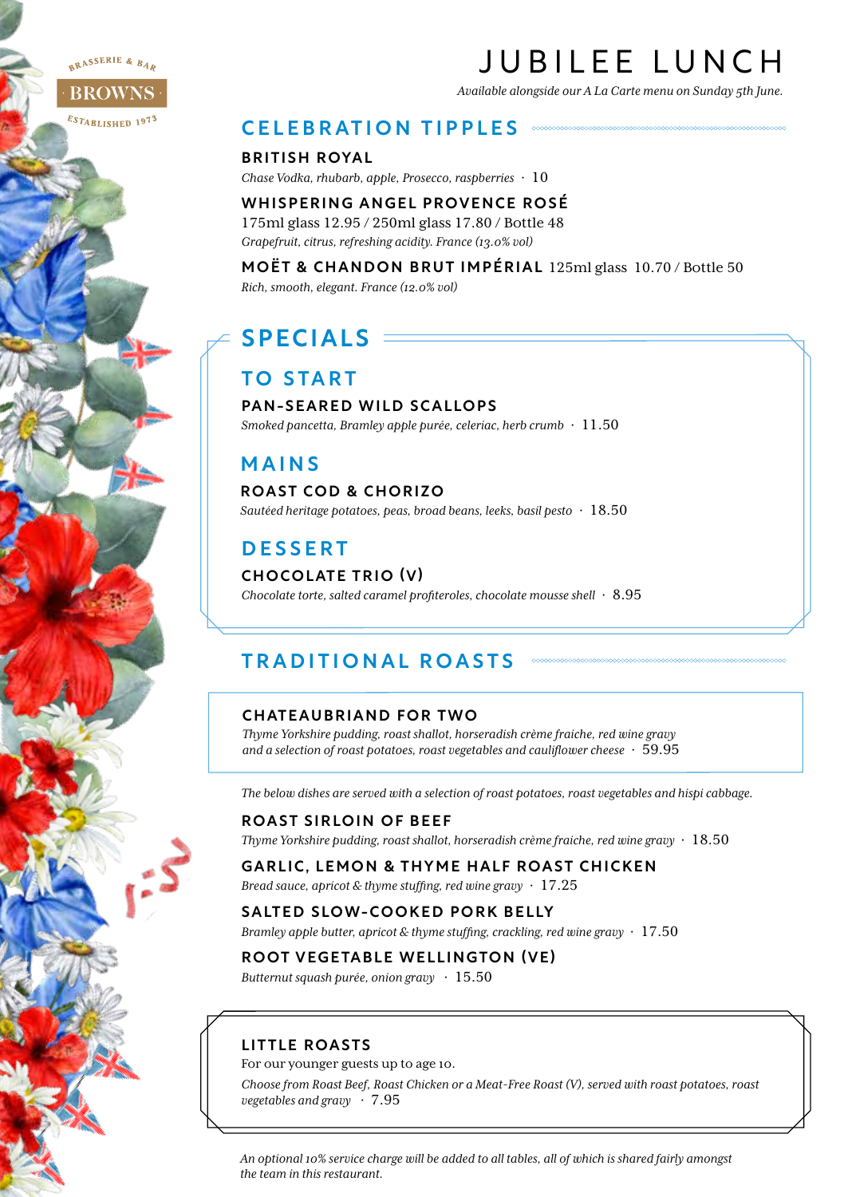BRASSERIE & BAR
BROWNS
ESTABLISHED 1973

# JUBILEE LUNCH

*Available alongside our A La Carte menu on Sunday 5th June.*

## CELEBRATION TIPPLES

**BRITISH ROYAL**
*Chase Vodka, rhubarb, apple, Prosecco, raspberries* · 10

**WHISPERING ANGEL PROVENCE ROSÉ**
175ml glass 12.95 / 250ml glass 17.80 / Bottle 48
*Grapefruit, citrus, refreshing acidity. France (13.0% vol)*

**MOËT & CHANDON BRUT IMPÉRIAL** 125ml glass 10.70 / Bottle 50
*Rich, smooth, elegant. France (12.0% vol)*

## SPECIALS

### TO START

**PAN-SEARED WILD SCALLOPS**
*Smoked pancetta, Bramley apple purée, celeriac, herb crumb* · 11.50

### MAINS

**ROAST COD & CHORIZO**
*Sautéed heritage potatoes, peas, broad beans, leeks, basil pesto* · 18.50

### DESSERT

**CHOCOLATE TRIO (V)**
*Chocolate torte, salted caramel profiteroles, chocolate mousse shell* · 8.95

## TRADITIONAL ROASTS

**CHATEAUBRIAND FOR TWO**
*Thyme Yorkshire pudding, roast shallot, horseradish crème fraiche, red wine gravy and a selection of roast potatoes, roast vegetables and cauliflower cheese* · 59.95

*The below dishes are served with a selection of roast potatoes, roast vegetables and hispi cabbage.*

**ROAST SIRLOIN OF BEEF**
*Thyme Yorkshire pudding, roast shallot, horseradish crème fraiche, red wine gravy* · 18.50

**GARLIC, LEMON & THYME HALF ROAST CHICKEN**
*Bread sauce, apricot & thyme stuffing, red wine gravy* · 17.25

**SALTED SLOW-COOKED PORK BELLY**
*Bramley apple butter, apricot & thyme stuffing, crackling, red wine gravy* · 17.50

**ROOT VEGETABLE WELLINGTON (VE)**
*Butternut squash purée, onion gravy* · 15.50

**LITTLE ROASTS**
For our younger guests up to age 10.
*Choose from Roast Beef, Roast Chicken or a Meat-Free Roast (V), served with roast potatoes, roast vegetables and gravy* · 7.95

*An optional 10% service charge will be added to all tables, all of which is shared fairly amongst the team in this restaurant.*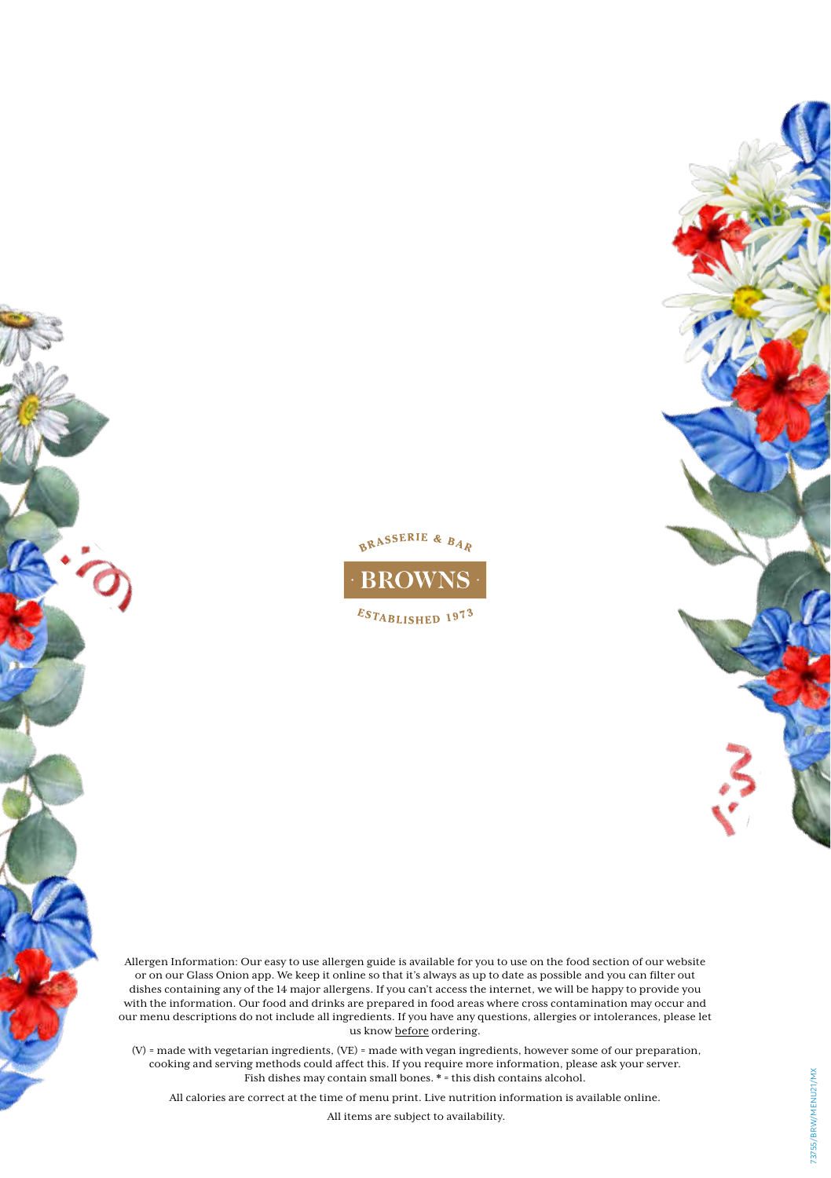BRASSERIE & BAR

# BROWNS

ESTABLISHED 1973

Allergen Information: Our easy to use allergen guide is available for you to use on the food section of our website or on our Glass Onion app. We keep it online so that it's always as up to date as possible and you can filter out dishes containing any of the 14 major allergens. If you can't access the internet, we will be happy to provide you with the information. Our food and drinks are prepared in food areas where cross contamination may occur and our menu descriptions do not include all ingredients. If you have any questions, allergies or intolerances, please let us know before ordering.

(V) = made with vegetarian ingredients, (VE) = made with vegan ingredients, however some of our preparation, cooking and serving methods could affect this. If you require more information, please ask your server. Fish dishes may contain small bones. * = this dish contains alcohol.

All calories are correct at the time of menu print. Live nutrition information is available online.

All items are subject to availability.

73755/BRW/MENU21/MX